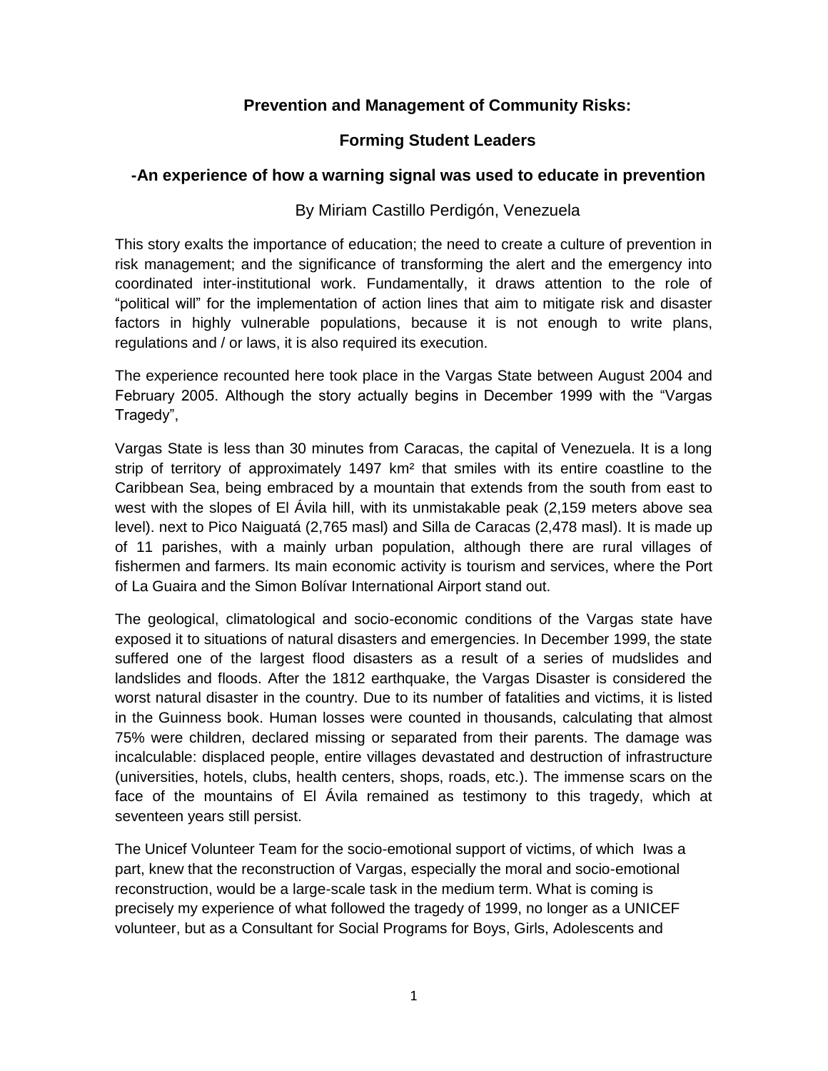# Prevention and Management of Community Risks:

## Forming Student Leaders

### -An experience of how a warning signal was used to educate in prevention

By Miriam Castillo Perdigón, Venezuela

This story exalts the importance of education; the need to create a culture of prevention in risk management; and the significance of transforming the alert and the emergency into coordinated inter-institutional work. Fundamentally, it draws attention to the role of "political will" for the implementation of action lines that aim to mitigate risk and disaster factors in highly vulnerable populations, because it is not enough to write plans, regulations and / or laws, it is also required its execution.

The experience recounted here took place in the Vargas State between August 2004 and February 2005. Although the story actually begins in December 1999 with the "Vargas Tragedy",

Vargas State is less than 30 minutes from Caracas, the capital of Venezuela. It is a long strip of territory of approximately 1497 km² that smiles with its entire coastline to the Caribbean Sea, being embraced by a mountain that extends from the south from east to west with the slopes of El Ávila hill, with its unmistakable peak (2,159 meters above sea level). next to Pico Naiguatá (2,765 masl) and Silla de Caracas (2,478 masl). It is made up of 11 parishes, with a mainly urban population, although there are rural villages of fishermen and farmers. Its main economic activity is tourism and services, where the Port of La Guaira and the Simon Bolívar International Airport stand out.

The geological, climatological and socio-economic conditions of the Vargas state have exposed it to situations of natural disasters and emergencies. In December 1999, the state suffered one of the largest flood disasters as a result of a series of mudslides and landslides and floods. After the 1812 earthquake, the Vargas Disaster is considered the worst natural disaster in the country. Due to its number of fatalities and victims, it is listed in the Guinness book. Human losses were counted in thousands, calculating that almost 75% were children, declared missing or separated from their parents. The damage was incalculable: displaced people, entire villages devastated and destruction of infrastructure (universities, hotels, clubs, health centers, shops, roads, etc.). The immense scars on the face of the mountains of El Ávila remained as testimony to this tragedy, which at seventeen years still persist.

The Unicef Volunteer Team for the socio-emotional support of victims, of which Iwas a part, knew that the reconstruction of Vargas, especially the moral and socio-emotional reconstruction, would be a large-scale task in the medium term. What is coming is precisely my experience of what followed the tragedy of 1999, no longer as a UNICEF volunteer, but as a Consultant for Social Programs for Boys, Girls, Adolescents and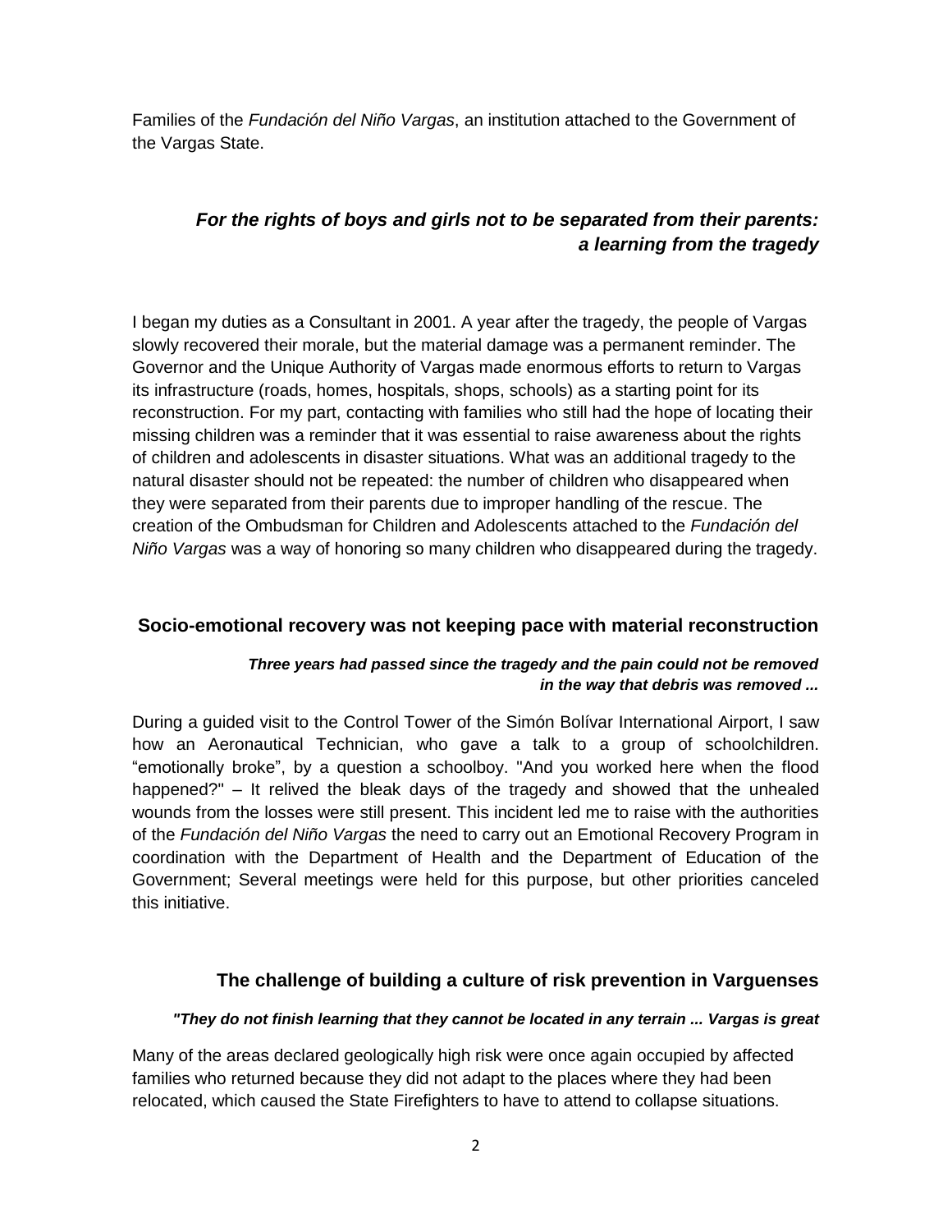Families of the *Fundación del Niño Vargas*, an institution attached to the Government of the Vargas State.

## *For the rights of boys and girls not to be separated from their parents: a learning from the tragedy*

I began my duties as a Consultant in 2001. A year after the tragedy, the people of Vargas slowly recovered their morale, but the material damage was a permanent reminder. The Governor and the Unique Authority of Vargas made enormous efforts to return to Vargas its infrastructure (roads, homes, hospitals, shops, schools) as a starting point for its reconstruction. For my part, contacting with families who still had the hope of locating their missing children was a reminder that it was essential to raise awareness about the rights of children and adolescents in disaster situations. What was an additional tragedy to the natural disaster should not be repeated: the number of children who disappeared when they were separated from their parents due to improper handling of the rescue. The creation of the Ombudsman for Children and Adolescents attached to the *Fundación del Niño Vargas* was a way of honoring so many children who disappeared during the tragedy.

## Socio-emotional recovery was not keeping pace with material reconstruction

***Three years had passed since the tragedy and the pain could not be removed in the way that debris was removed ...***

During a guided visit to the Control Tower of the Simón Bolívar International Airport, I saw how an Aeronautical Technician, who gave a talk to a group of schoolchildren. "emotionally broke", by a question a schoolboy. "And you worked here when the flood happened?" – It relived the bleak days of the tragedy and showed that the unhealed wounds from the losses were still present. This incident led me to raise with the authorities of the *Fundación del Niño Vargas* the need to carry out an Emotional Recovery Program in coordination with the Department of Health and the Department of Education of the Government; Several meetings were held for this purpose, but other priorities canceled this initiative.

## The challenge of building a culture of risk prevention in Varguenses

***"They do not finish learning that they cannot be located in any terrain ... Vargas is great***

Many of the areas declared geologically high risk were once again occupied by affected families who returned because they did not adapt to the places where they had been relocated, which caused the State Firefighters to have to attend to collapse situations.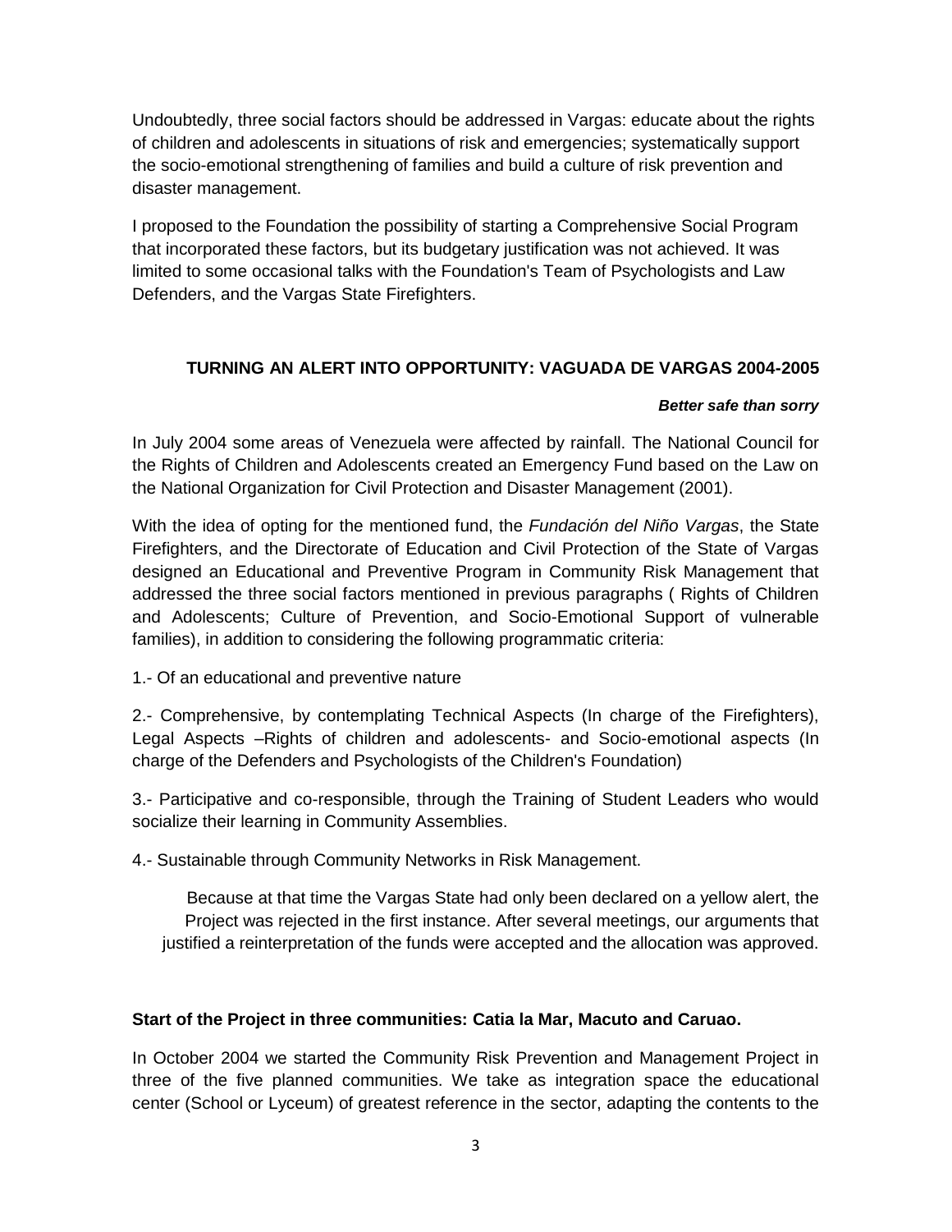Undoubtedly, three social factors should be addressed in Vargas: educate about the rights of children and adolescents in situations of risk and emergencies; systematically support the socio-emotional strengthening of families and build a culture of risk prevention and disaster management.

I proposed to the Foundation the possibility of starting a Comprehensive Social Program that incorporated these factors, but its budgetary justification was not achieved. It was limited to some occasional talks with the Foundation's Team of Psychologists and Law Defenders, and the Vargas State Firefighters.

## TURNING AN ALERT INTO OPPORTUNITY: VAGUADA DE VARGAS 2004-2005

***Better safe than sorry***

In July 2004 some areas of Venezuela were affected by rainfall. The National Council for the Rights of Children and Adolescents created an Emergency Fund based on the Law on the National Organization for Civil Protection and Disaster Management (2001).

With the idea of opting for the mentioned fund, the *Fundación del Niño Vargas*, the State Firefighters, and the Directorate of Education and Civil Protection of the State of Vargas designed an Educational and Preventive Program in Community Risk Management that addressed the three social factors mentioned in previous paragraphs ( Rights of Children and Adolescents; Culture of Prevention, and Socio-Emotional Support of vulnerable families), in addition to considering the following programmatic criteria:

1.- Of an educational and preventive nature

2.- Comprehensive, by contemplating Technical Aspects (In charge of the Firefighters), Legal Aspects –Rights of children and adolescents- and Socio-emotional aspects (In charge of the Defenders and Psychologists of the Children's Foundation)

3.- Participative and co-responsible, through the Training of Student Leaders who would socialize their learning in Community Assemblies.

4.- Sustainable through Community Networks in Risk Management.

Because at that time the Vargas State had only been declared on a yellow alert, the Project was rejected in the first instance. After several meetings, our arguments that justified a reinterpretation of the funds were accepted and the allocation was approved.

### Start of the Project in three communities: Catia la Mar, Macuto and Caruao.

In October 2004 we started the Community Risk Prevention and Management Project in three of the five planned communities. We take as integration space the educational center (School or Lyceum) of greatest reference in the sector, adapting the contents to the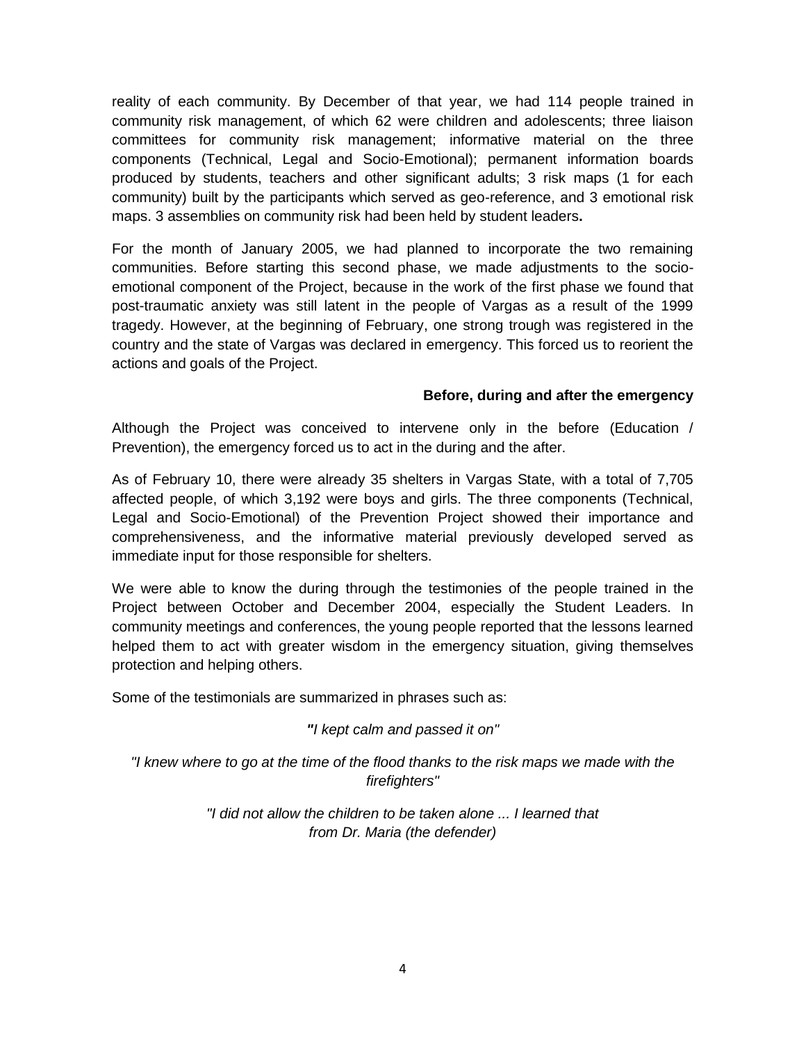reality of each community. By December of that year, we had 114 people trained in community risk management, of which 62 were children and adolescents; three liaison committees for community risk management; informative material on the three components (Technical, Legal and Socio-Emotional); permanent information boards produced by students, teachers and other significant adults; 3 risk maps (1 for each community) built by the participants which served as geo-reference, and 3 emotional risk maps. 3 assemblies on community risk had been held by student leaders**.**

For the month of January 2005, we had planned to incorporate the two remaining communities. Before starting this second phase, we made adjustments to the socio-emotional component of the Project, because in the work of the first phase we found that post-traumatic anxiety was still latent in the people of Vargas as a result of the 1999 tragedy. However, at the beginning of February, one strong trough was registered in the country and the state of Vargas was declared in emergency. This forced us to reorient the actions and goals of the Project.

**Before, during and after the emergency**

Although the Project was conceived to intervene only in the before (Education / Prevention), the emergency forced us to act in the during and the after.

As of February 10, there were already 35 shelters in Vargas State, with a total of 7,705 affected people, of which 3,192 were boys and girls. The three components (Technical, Legal and Socio-Emotional) of the Prevention Project showed their importance and comprehensiveness, and the informative material previously developed served as immediate input for those responsible for shelters.

We were able to know the during through the testimonies of the people trained in the Project between October and December 2004, especially the Student Leaders. In community meetings and conferences, the young people reported that the lessons learned helped them to act with greater wisdom in the emergency situation, giving themselves protection and helping others.

Some of the testimonials are summarized in phrases such as:

*"I kept calm and passed it on"*

*"I knew where to go at the time of the flood thanks to the risk maps we made with the firefighters"*

*"I did not allow the children to be taken alone ... I learned that from Dr. Maria (the defender)*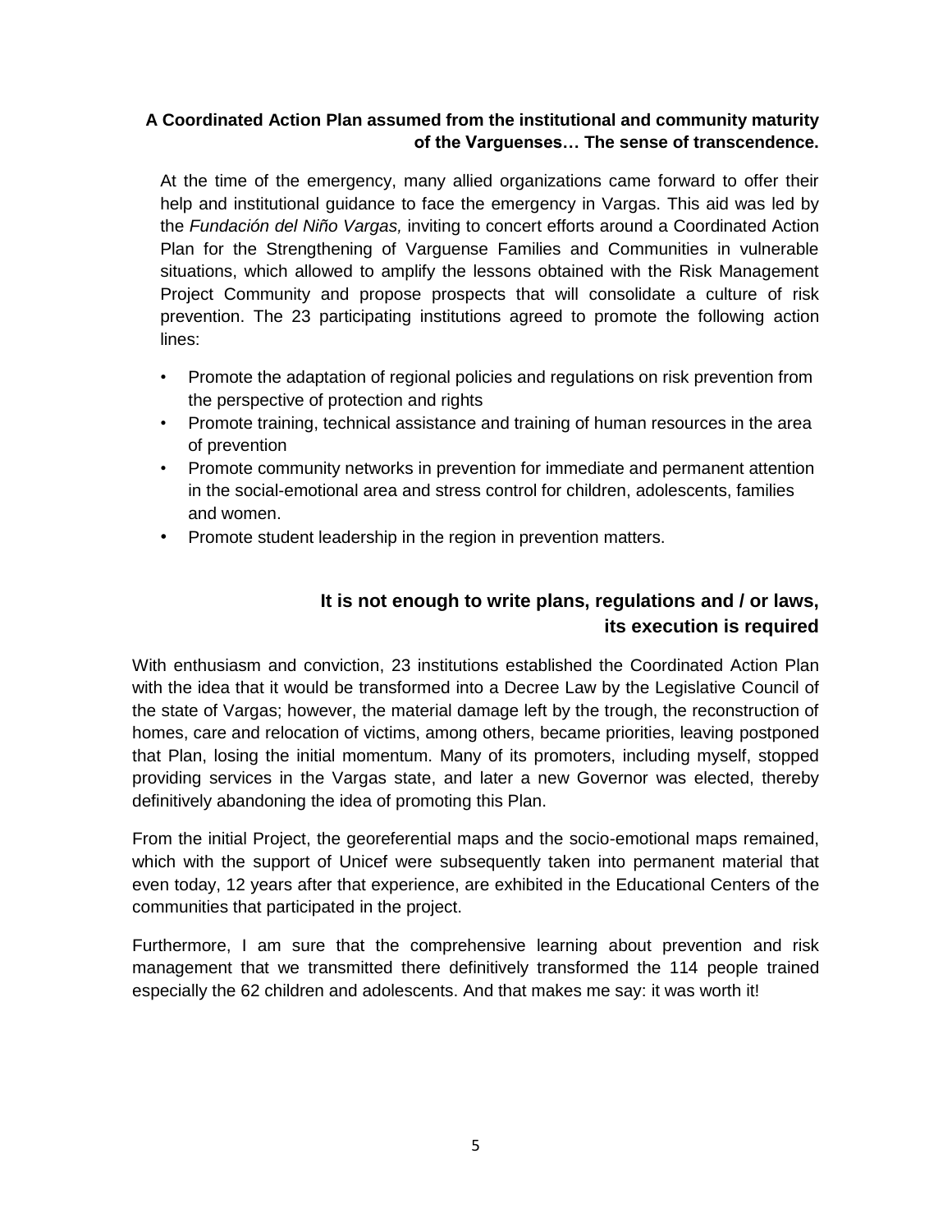**A Coordinated Action Plan assumed from the institutional and community maturity of the Varguenses… The sense of transcendence.**

At the time of the emergency, many allied organizations came forward to offer their help and institutional guidance to face the emergency in Vargas. This aid was led by the *Fundación del Niño Vargas,* inviting to concert efforts around a Coordinated Action Plan for the Strengthening of Varguense Families and Communities in vulnerable situations, which allowed to amplify the lessons obtained with the Risk Management Project Community and propose prospects that will consolidate a culture of risk prevention. The 23 participating institutions agreed to promote the following action lines:

- Promote the adaptation of regional policies and regulations on risk prevention from the perspective of protection and rights
- Promote training, technical assistance and training of human resources in the area of prevention
- Promote community networks in prevention for immediate and permanent attention in the social-emotional area and stress control for children, adolescents, families and women.
- Promote student leadership in the region in prevention matters.

## It is not enough to write plans, regulations and / or laws, its execution is required

With enthusiasm and conviction, 23 institutions established the Coordinated Action Plan with the idea that it would be transformed into a Decree Law by the Legislative Council of the state of Vargas; however, the material damage left by the trough, the reconstruction of homes, care and relocation of victims, among others, became priorities, leaving postponed that Plan, losing the initial momentum. Many of its promoters, including myself, stopped providing services in the Vargas state, and later a new Governor was elected, thereby definitively abandoning the idea of promoting this Plan.

From the initial Project, the georeferential maps and the socio-emotional maps remained, which with the support of Unicef were subsequently taken into permanent material that even today, 12 years after that experience, are exhibited in the Educational Centers of the communities that participated in the project.

Furthermore, I am sure that the comprehensive learning about prevention and risk management that we transmitted there definitively transformed the 114 people trained especially the 62 children and adolescents. And that makes me say: it was worth it!